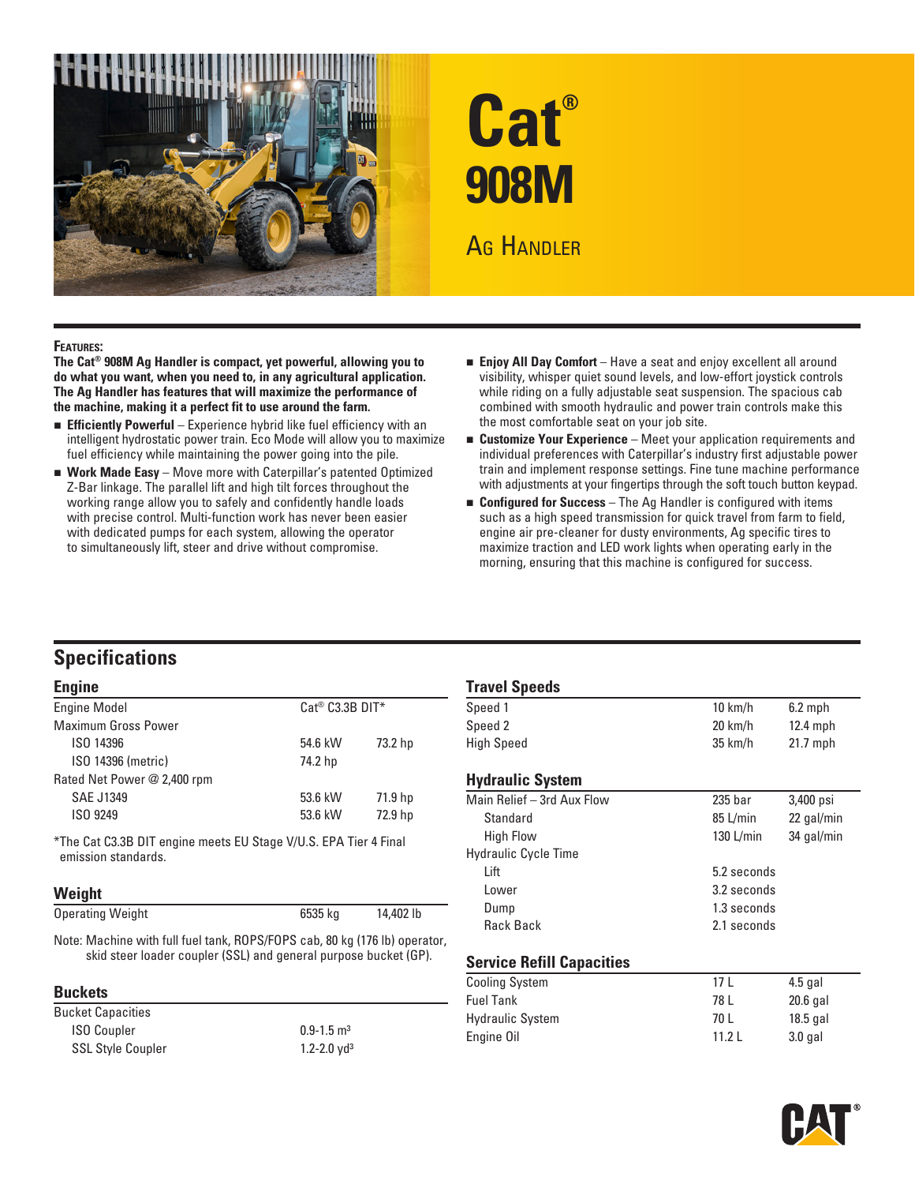# Cat® 908M

## Ag Handler

**Features:**

**The Cat® 908M Ag Handler is compact, yet powerful, allowing you to do what you want, when you need to, in any agricultural application. The Ag Handler has features that will maximize the performance of the machine, making it a perfect fit to use around the farm.**

- **Efficiently Powerful** – Experience hybrid like fuel efficiency with an intelligent hydrostatic power train. Eco Mode will allow you to maximize fuel efficiency while maintaining the power going into the pile.
- **Work Made Easy** – Move more with Caterpillar's patented Optimized Z-Bar linkage. The parallel lift and high tilt forces throughout the working range allow you to safely and confidently handle loads with precise control. Multi-function work has never been easier with dedicated pumps for each system, allowing the operator to simultaneously lift, steer and drive without compromise.
- **Enjoy All Day Comfort** – Have a seat and enjoy excellent all around visibility, whisper quiet sound levels, and low-effort joystick controls while riding on a fully adjustable seat suspension. The spacious cab combined with smooth hydraulic and power train controls make this the most comfortable seat on your job site.
- **Customize Your Experience** – Meet your application requirements and individual preferences with Caterpillar's industry first adjustable power train and implement response settings. Fine tune machine performance with adjustments at your fingertips through the soft touch button keypad.
- **Configured for Success** – The Ag Handler is configured with items such as a high speed transmission for quick travel from farm to field, engine air pre-cleaner for dusty environments, Ag specific tires to maximize traction and LED work lights when operating early in the morning, ensuring that this machine is configured for success.

## Specifications

### Engine

| | | |
|---|---|---|
| Engine Model | Cat® C3.3B DIT* | |
| Maximum Gross Power | | |
| ISO 14396 | 54.6 kW | 73.2 hp |
| ISO 14396 (metric) | 74.2 hp | |
| Rated Net Power @ 2,400 rpm | | |
| SAE J1349 | 53.6 kW | 71.9 hp |
| ISO 9249 | 53.6 kW | 72.9 hp |

*The Cat C3.3B DIT engine meets EU Stage V/U.S. EPA Tier 4 Final emission standards.

### Weight

| | | |
|---|---|---|
| Operating Weight | 6535 kg | 14,402 lb |

Note: Machine with full fuel tank, ROPS/FOPS cab, 80 kg (176 lb) operator, skid steer loader coupler (SSL) and general purpose bucket (GP).

### Buckets

| | |
|---|---|
| Bucket Capacities | |
| ISO Coupler | 0.9-1.5 $m^3$ |
| SSL Style Coupler | 1.2-2.0 $yd^3$ |

### Travel Speeds

| | | |
|---|---|---|
| Speed 1 | 10 km/h | 6.2 mph |
| Speed 2 | 20 km/h | 12.4 mph |
| High Speed | 35 km/h | 21.7 mph |

### Hydraulic System

| | | |
|---|---|---|
| Main Relief – 3rd Aux Flow | 235 bar | 3,400 psi |
| Standard | 85 L/min | 22 gal/min |
| High Flow | 130 L/min | 34 gal/min |
| Hydraulic Cycle Time | | |
| Lift | 5.2 seconds | |
| Lower | 3.2 seconds | |
| Dump | 1.3 seconds | |
| Rack Back | 2.1 seconds | |

### Service Refill Capacities

| | | |
|---|---|---|
| Cooling System | 17 L | 4.5 gal |
| Fuel Tank | 78 L | 20.6 gal |
| Hydraulic System | 70 L | 18.5 gal |
| Engine Oil | 11.2 L | 3.0 gal |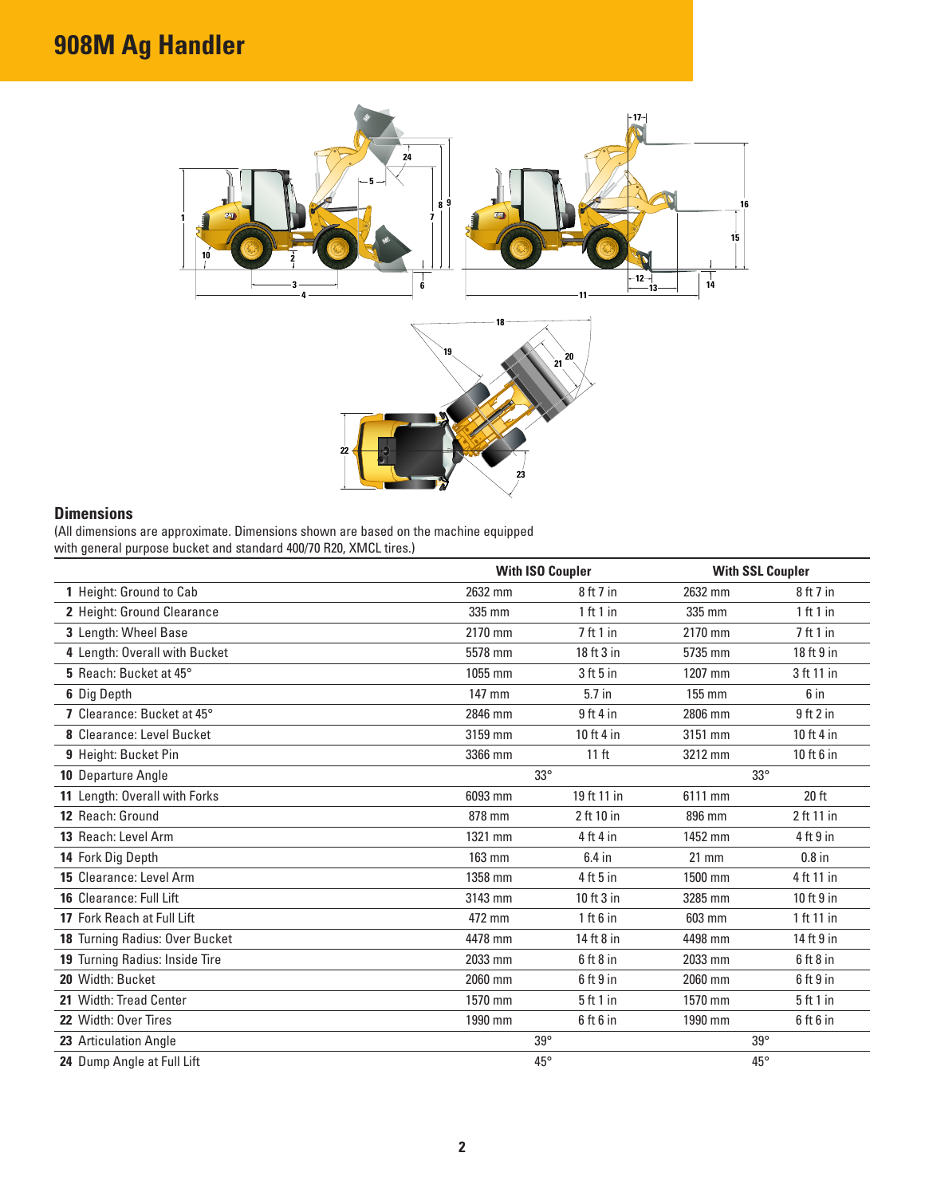# 908M Ag Handler

## Dimensions

(All dimensions are approximate. Dimensions shown are based on the machine equipped with general purpose bucket and standard 400/70 R20, XMCL tires.)

| | With ISO Coupler | | With SSL Coupler | |
|---|---|---|---|---|
| **1** Height: Ground to Cab | 2632 mm | 8 ft 7 in | 2632 mm | 8 ft 7 in |
| **2** Height: Ground Clearance | 335 mm | 1 ft 1 in | 335 mm | 1 ft 1 in |
| **3** Length: Wheel Base | 2170 mm | 7 ft 1 in | 2170 mm | 7 ft 1 in |
| **4** Length: Overall with Bucket | 5578 mm | 18 ft 3 in | 5735 mm | 18 ft 9 in |
| **5** Reach: Bucket at 45° | 1055 mm | 3 ft 5 in | 1207 mm | 3 ft 11 in |
| **6** Dig Depth | 147 mm | 5.7 in | 155 mm | 6 in |
| **7** Clearance: Bucket at 45° | 2846 mm | 9 ft 4 in | 2806 mm | 9 ft 2 in |
| **8** Clearance: Level Bucket | 3159 mm | 10 ft 4 in | 3151 mm | 10 ft 4 in |
| **9** Height: Bucket Pin | 3366 mm | 11 ft | 3212 mm | 10 ft 6 in |
| **10** Departure Angle | 33° | | 33° | |
| **11** Length: Overall with Forks | 6093 mm | 19 ft 11 in | 6111 mm | 20 ft |
| **12** Reach: Ground | 878 mm | 2 ft 10 in | 896 mm | 2 ft 11 in |
| **13** Reach: Level Arm | 1321 mm | 4 ft 4 in | 1452 mm | 4 ft 9 in |
| **14** Fork Dig Depth | 163 mm | 6.4 in | 21 mm | 0.8 in |
| **15** Clearance: Level Arm | 1358 mm | 4 ft 5 in | 1500 mm | 4 ft 11 in |
| **16** Clearance: Full Lift | 3143 mm | 10 ft 3 in | 3285 mm | 10 ft 9 in |
| **17** Fork Reach at Full Lift | 472 mm | 1 ft 6 in | 603 mm | 1 ft 11 in |
| **18** Turning Radius: Over Bucket | 4478 mm | 14 ft 8 in | 4498 mm | 14 ft 9 in |
| **19** Turning Radius: Inside Tire | 2033 mm | 6 ft 8 in | 2033 mm | 6 ft 8 in |
| **20** Width: Bucket | 2060 mm | 6 ft 9 in | 2060 mm | 6 ft 9 in |
| **21** Width: Tread Center | 1570 mm | 5 ft 1 in | 1570 mm | 5 ft 1 in |
| **22** Width: Over Tires | 1990 mm | 6 ft 6 in | 1990 mm | 6 ft 6 in |
| **23** Articulation Angle | 39° | | 39° | |
| **24** Dump Angle at Full Lift | 45° | | 45° | |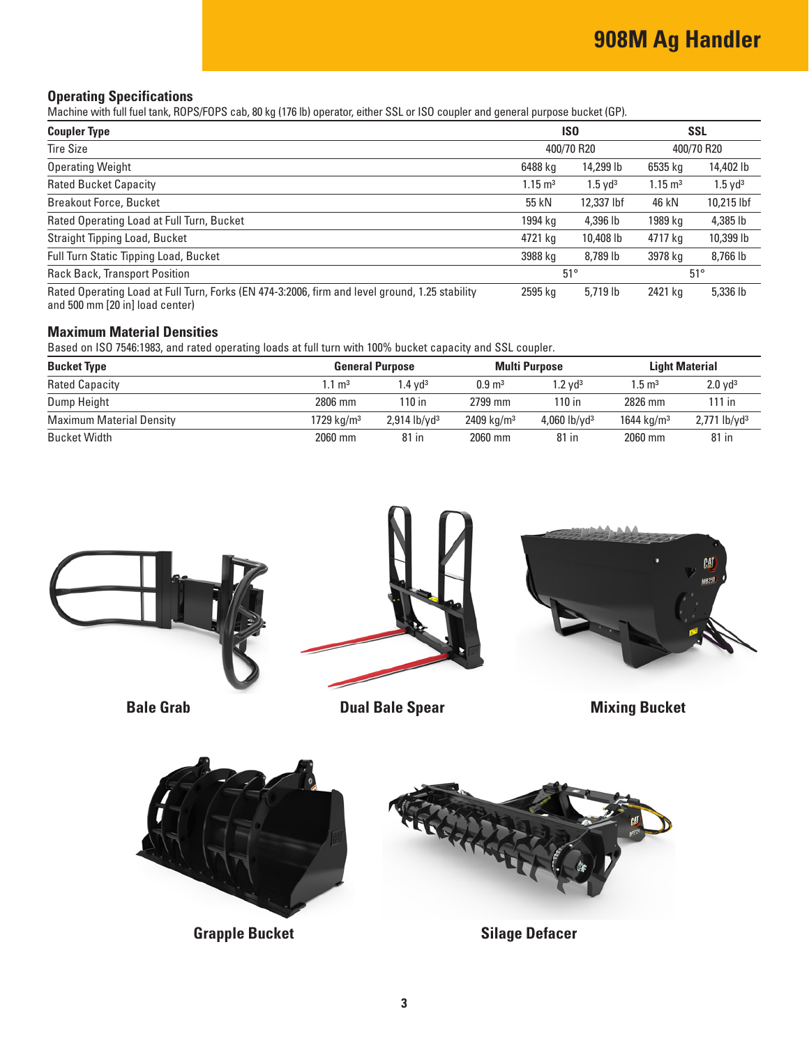# 908M Ag Handler

## Operating Specifications

Machine with full fuel tank, ROPS/FOPS cab, 80 kg (176 lb) operator, either SSL or ISO coupler and general purpose bucket (GP).

| Coupler Type | ISO | | SSL | |
|---|---|---|---|---|
| Tire Size | 400/70 R20 | | 400/70 R20 | |
| Operating Weight | 6488 kg | 14,299 lb | 6535 kg | 14,402 lb |
| Rated Bucket Capacity | 1.15 m³ | 1.5 yd³ | 1.15 m³ | 1.5 yd³ |
| Breakout Force, Bucket | 55 kN | 12,337 lbf | 46 kN | 10,215 lbf |
| Rated Operating Load at Full Turn, Bucket | 1994 kg | 4,396 lb | 1989 kg | 4,385 lb |
| Straight Tipping Load, Bucket | 4721 kg | 10,408 lb | 4717 kg | 10,399 lb |
| Full Turn Static Tipping Load, Bucket | 3988 kg | 8,789 lb | 3978 kg | 8,766 lb |
| Rack Back, Transport Position | 51° | | 51° | |
| Rated Operating Load at Full Turn, Forks (EN 474-3:2006, firm and level ground, 1.25 stability and 500 mm [20 in] load center) | 2595 kg | 5,719 lb | 2421 kg | 5,336 lb |

## Maximum Material Densities

Based on ISO 7546:1983, and rated operating loads at full turn with 100% bucket capacity and SSL coupler.

| Bucket Type | General Purpose | | Multi Purpose | | Light Material | |
|---|---|---|---|---|---|---|
| Rated Capacity | 1.1 m³ | 1.4 yd³ | 0.9 m³ | 1.2 yd³ | 1.5 m³ | 2.0 yd³ |
| Dump Height | 2806 mm | 110 in | 2799 mm | 110 in | 2826 mm | 111 in |
| Maximum Material Density | 1729 kg/m³ | 2,914 lb/yd³ | 2409 kg/m³ | 4,060 lb/yd³ | 1644 kg/m³ | 2,771 lb/yd³ |
| Bucket Width | 2060 mm | 81 in | 2060 mm | 81 in | 2060 mm | 81 in |

**Bale Grab**

**Dual Bale Spear**

**Mixing Bucket**

**Grapple Bucket**

**Silage Defacer**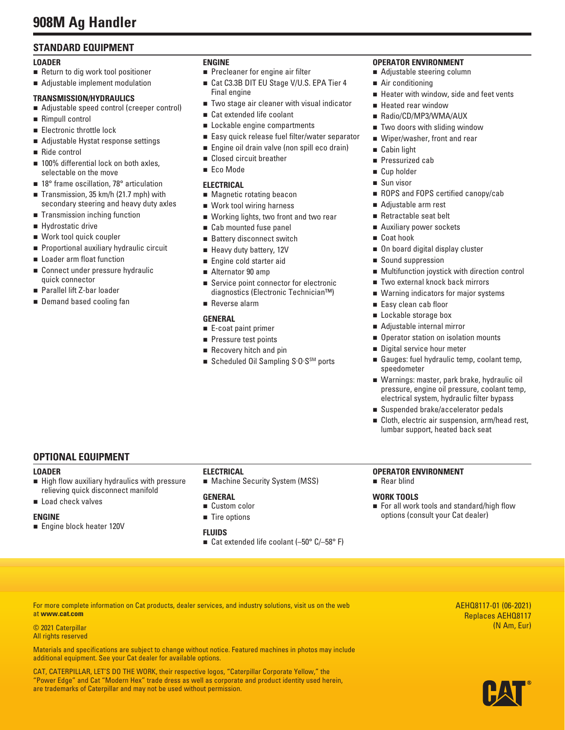# 908M Ag Handler

## STANDARD EQUIPMENT

### LOADER

- Return to dig work tool positioner
- Adjustable implement modulation

### TRANSMISSION/HYDRAULICS

- Adjustable speed control (creeper control)
- Rimpull control
- Electronic throttle lock
- Adjustable Hystat response settings
- Ride control
- 100% differential lock on both axles, selectable on the move
- 18° frame oscillation, 78° articulation
- Transmission, 35 km/h (21.7 mph) with secondary steering and heavy duty axles
- Transmission inching function
- Hydrostatic drive
- Work tool quick coupler
- Proportional auxiliary hydraulic circuit
- Loader arm float function
- Connect under pressure hydraulic quick connector
- Parallel lift Z-bar loader
- Demand based cooling fan

### ENGINE

- Precleaner for engine air filter
- Cat C3.3B DIT EU Stage V/U.S. EPA Tier 4 Final engine
- Two stage air cleaner with visual indicator
- Cat extended life coolant
- Lockable engine compartments
- Easy quick release fuel filter/water separator
- Engine oil drain valve (non spill eco drain)
- Closed circuit breather
- Eco Mode

### ELECTRICAL

- Magnetic rotating beacon
- Work tool wiring harness
- Working lights, two front and two rear
- Cab mounted fuse panel
- Battery disconnect switch
- Heavy duty battery, 12V
- Engine cold starter aid
- Alternator 90 amp
- Service point connector for electronic diagnostics (Electronic Technician™)
- Reverse alarm

### GENERAL

- E-coat paint primer
- Pressure test points
- Recovery hitch and pin
- Scheduled Oil Sampling S·O·S℠ ports

### OPERATOR ENVIRONMENT

- Adjustable steering column
- Air conditioning
- Heater with window, side and feet vents
- Heated rear window
- Radio/CD/MP3/WMA/AUX
- Two doors with sliding window
- Wiper/washer, front and rear
- Cabin light
- Pressurized cab
- Cup holder
- Sun visor
- ROPS and FOPS certified canopy/cab
- Adjustable arm rest
- Retractable seat belt
- Auxiliary power sockets
- Coat hook
- On board digital display cluster
- Sound suppression
- Multifunction joystick with direction control
- Two external knock back mirrors
- Warning indicators for major systems
- Easy clean cab floor
- Lockable storage box
- Adjustable internal mirror
- Operator station on isolation mounts
- Digital service hour meter
- Gauges: fuel hydraulic temp, coolant temp, speedometer
- Warnings: master, park brake, hydraulic oil pressure, engine oil pressure, coolant temp, electrical system, hydraulic filter bypass
- Suspended brake/accelerator pedals
- Cloth, electric air suspension, arm/head rest, lumbar support, heated back seat

## OPTIONAL EQUIPMENT

### LOADER

- High flow auxiliary hydraulics with pressure relieving quick disconnect manifold
- Load check valves

### ENGINE

- Engine block heater 120V

### ELECTRICAL

- Machine Security System (MSS)

### GENERAL

- Custom color
- Tire options

### FLUIDS

- Cat extended life coolant (–50° C/–58° F)

### OPERATOR ENVIRONMENT

- Rear blind

### WORK TOOLS

- For all work tools and standard/high flow options (consult your Cat dealer)

---

For more complete information on Cat products, dealer services, and industry solutions, visit us on the web at **www.cat.com**

© 2021 Caterpillar
All rights reserved

Materials and specifications are subject to change without notice. Featured machines in photos may include additional equipment. See your Cat dealer for available options.

CAT, CATERPILLAR, LET'S DO THE WORK, their respective logos, "Caterpillar Corporate Yellow," the "Power Edge" and Cat "Modern Hex" trade dress as well as corporate and product identity used herein, are trademarks of Caterpillar and may not be used without permission.

AEHQ8117-01 (06-2021)
Replaces AEHQ8117
(N Am, Eur)